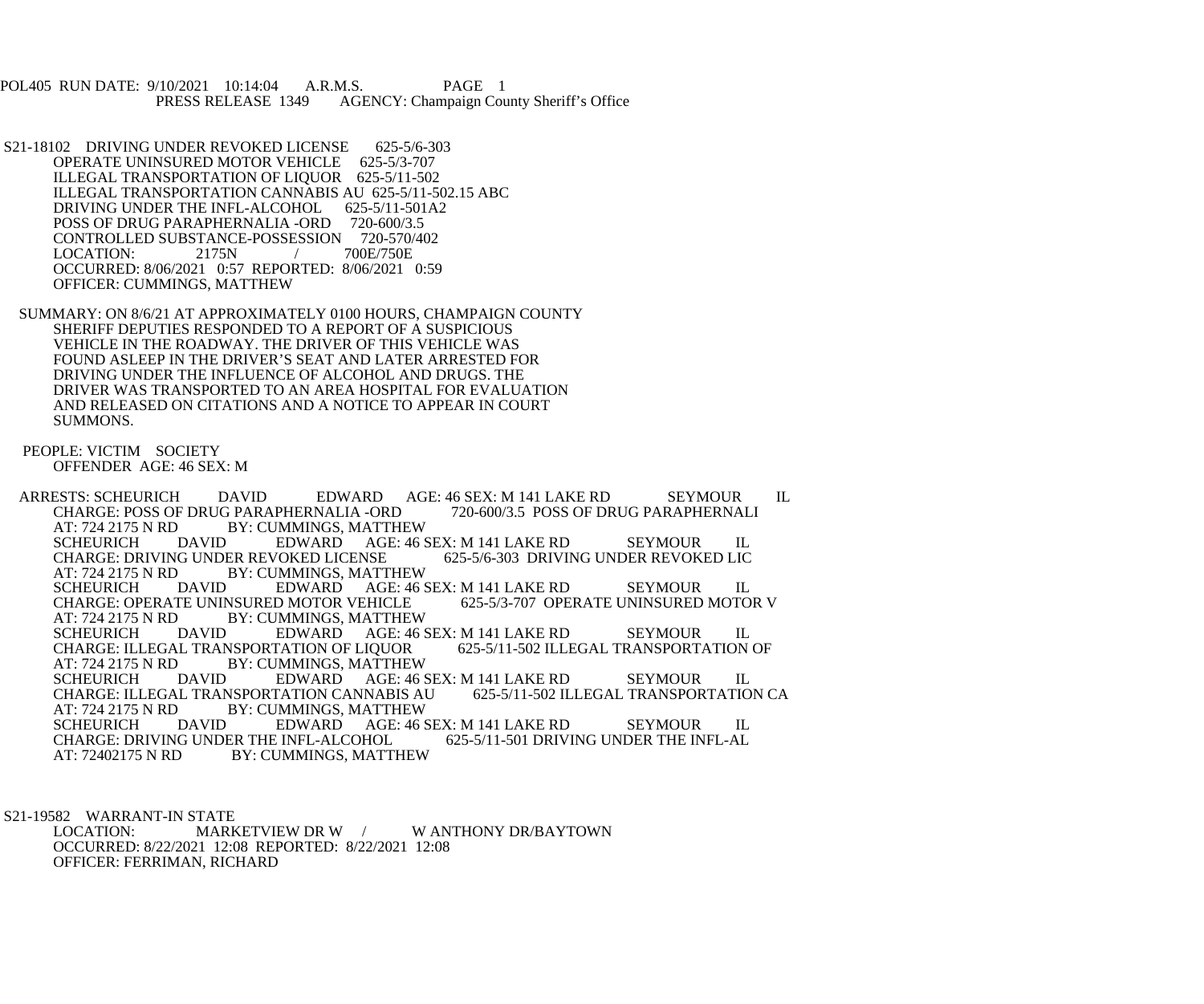POL405 RUN DATE: 9/10/2021 10:14:04 A.R.M.S. PAGE 1
PRESS RELEASE 1349 AGENCY: Champaign County Sheriff's Office

S21-18102 DRIVING UNDER REVOKED LICENSE 625-5/6-303
OPERATE UNINSURED MOTOR VEHICLE 625-5/3-707
ILLEGAL TRANSPORTATION OF LIQUOR 625-5/11-502
ILLEGAL TRANSPORTATION CANNABIS AU 625-5/11-502.15 ABC
DRIVING UNDER THE INFL-ALCOHOL 625-5/11-501A2
POSS OF DRUG PARAPHERNALIA -ORD 720-600/3.5
CONTROLLED SUBSTANCE-POSSESSION 720-570/402
LOCATION: 2175N / 700E/750E
OCCURRED: 8/06/2021 0:57 REPORTED: 8/06/2021 0:59
OFFICER: CUMMINGS, MATTHEW

SUMMARY: ON 8/6/21 AT APPROXIMATELY 0100 HOURS, CHAMPAIGN COUNTY SHERIFF DEPUTIES RESPONDED TO A REPORT OF A SUSPICIOUS VEHICLE IN THE ROADWAY. THE DRIVER OF THIS VEHICLE WAS FOUND ASLEEP IN THE DRIVER'S SEAT AND LATER ARRESTED FOR DRIVING UNDER THE INFLUENCE OF ALCOHOL AND DRUGS. THE DRIVER WAS TRANSPORTED TO AN AREA HOSPITAL FOR EVALUATION AND RELEASED ON CITATIONS AND A NOTICE TO APPEAR IN COURT SUMMONS.

PEOPLE: VICTIM SOCIETY
OFFENDER AGE: 46 SEX: M

ARRESTS: SCHEURICH DAVID EDWARD AGE: 46 SEX: M 141 LAKE RD SEYMOUR IL
CHARGE: POSS OF DRUG PARAPHERNALIA -ORD 720-600/3.5 POSS OF DRUG PARAPHERNALI
AT: 724 2175 N RD BY: CUMMINGS, MATTHEW
SCHEURICH DAVID EDWARD AGE: 46 SEX: M 141 LAKE RD SEYMOUR IL
CHARGE: DRIVING UNDER REVOKED LICENSE 625-5/6-303 DRIVING UNDER REVOKED LIC
AT: 724 2175 N RD BY: CUMMINGS, MATTHEW
SCHEURICH DAVID EDWARD AGE: 46 SEX: M 141 LAKE RD SEYMOUR IL
CHARGE: OPERATE UNINSURED MOTOR VEHICLE 625-5/3-707 OPERATE UNINSURED MOTOR V
AT: 724 2175 N RD BY: CUMMINGS, MATTHEW
SCHEURICH DAVID EDWARD AGE: 46 SEX: M 141 LAKE RD SEYMOUR IL
CHARGE: ILLEGAL TRANSPORTATION OF LIQUOR 625-5/11-502 ILLEGAL TRANSPORTATION OF
AT: 724 2175 N RD BY: CUMMINGS, MATTHEW
SCHEURICH DAVID EDWARD AGE: 46 SEX: M 141 LAKE RD SEYMOUR IL
CHARGE: ILLEGAL TRANSPORTATION CANNABIS AU 625-5/11-502 ILLEGAL TRANSPORTATION CA
AT: 724 2175 N RD BY: CUMMINGS, MATTHEW
SCHEURICH DAVID EDWARD AGE: 46 SEX: M 141 LAKE RD SEYMOUR IL
CHARGE: DRIVING UNDER THE INFL-ALCOHOL 625-5/11-501 DRIVING UNDER THE INFL-AL
AT: 72402175 N RD BY: CUMMINGS, MATTHEW

S21-19582 WARRANT-IN STATE
LOCATION: MARKETVIEW DR W / W ANTHONY DR/BAYTOWN
OCCURRED: 8/22/2021 12:08 REPORTED: 8/22/2021 12:08
OFFICER: FERRIMAN, RICHARD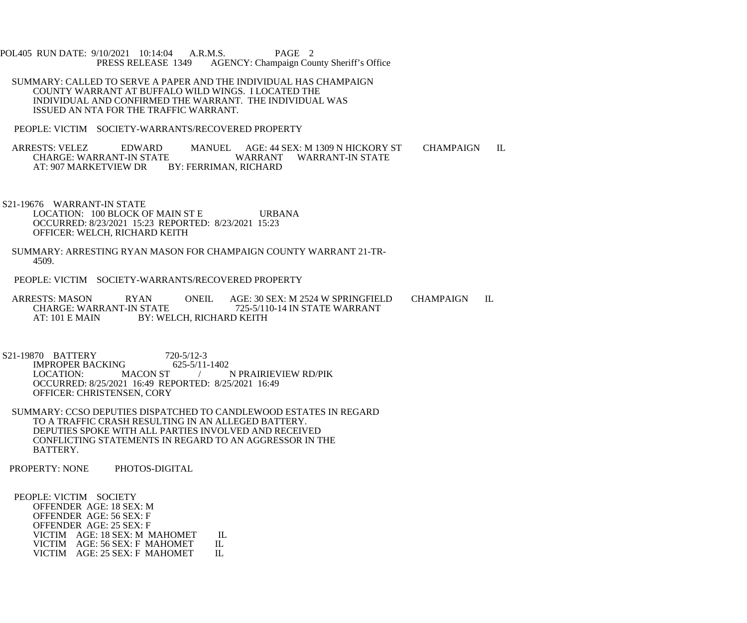POL405 RUN DATE: 9/10/2021 10:14:04 A.R.M.S. PAGE 2
PRESS RELEASE 1349 AGENCY: Champaign County Sheriff's Office

SUMMARY: CALLED TO SERVE A PAPER AND THE INDIVIDUAL HAS CHAMPAIGN COUNTY WARRANT AT BUFFALO WILD WINGS. I LOCATED THE INDIVIDUAL AND CONFIRMED THE WARRANT. THE INDIVIDUAL WAS ISSUED AN NTA FOR THE TRAFFIC WARRANT.

PEOPLE: VICTIM SOCIETY-WARRANTS/RECOVERED PROPERTY

ARRESTS: VELEZ EDWARD MANUEL AGE: 44 SEX: M 1309 N HICKORY ST CHAMPAIGN IL
CHARGE: WARRANT-IN STATE WARRANT WARRANT-IN STATE
AT: 907 MARKETVIEW DR BY: FERRIMAN, RICHARD

S21-19676 WARRANT-IN STATE
LOCATION: 100 BLOCK OF MAIN ST E URBANA
OCCURRED: 8/23/2021 15:23 REPORTED: 8/23/2021 15:23
OFFICER: WELCH, RICHARD KEITH

SUMMARY: ARRESTING RYAN MASON FOR CHAMPAIGN COUNTY WARRANT 21-TR-4509.

PEOPLE: VICTIM SOCIETY-WARRANTS/RECOVERED PROPERTY

ARRESTS: MASON RYAN ONEIL AGE: 30 SEX: M 2524 W SPRINGFIELD CHAMPAIGN IL
CHARGE: WARRANT-IN STATE 725-5/110-14 IN STATE WARRANT
AT: 101 E MAIN BY: WELCH, RICHARD KEITH

S21-19870 BATTERY 720-5/12-3
IMPROPER BACKING 625-5/11-1402
LOCATION: MACON ST / N PRAIRIEVIEW RD/PIK
OCCURRED: 8/25/2021 16:49 REPORTED: 8/25/2021 16:49
OFFICER: CHRISTENSEN, CORY

SUMMARY: CCSO DEPUTIES DISPATCHED TO CANDLEWOOD ESTATES IN REGARD TO A TRAFFIC CRASH RESULTING IN AN ALLEGED BATTERY. DEPUTIES SPOKE WITH ALL PARTIES INVOLVED AND RECEIVED CONFLICTING STATEMENTS IN REGARD TO AN AGGRESSOR IN THE BATTERY.

PROPERTY: NONE PHOTOS-DIGITAL

PEOPLE: VICTIM SOCIETY
OFFENDER AGE: 18 SEX: M
OFFENDER AGE: 56 SEX: F
OFFENDER AGE: 25 SEX: F
VICTIM AGE: 18 SEX: M MAHOMET IL
VICTIM AGE: 56 SEX: F MAHOMET IL
VICTIM AGE: 25 SEX: F MAHOMET IL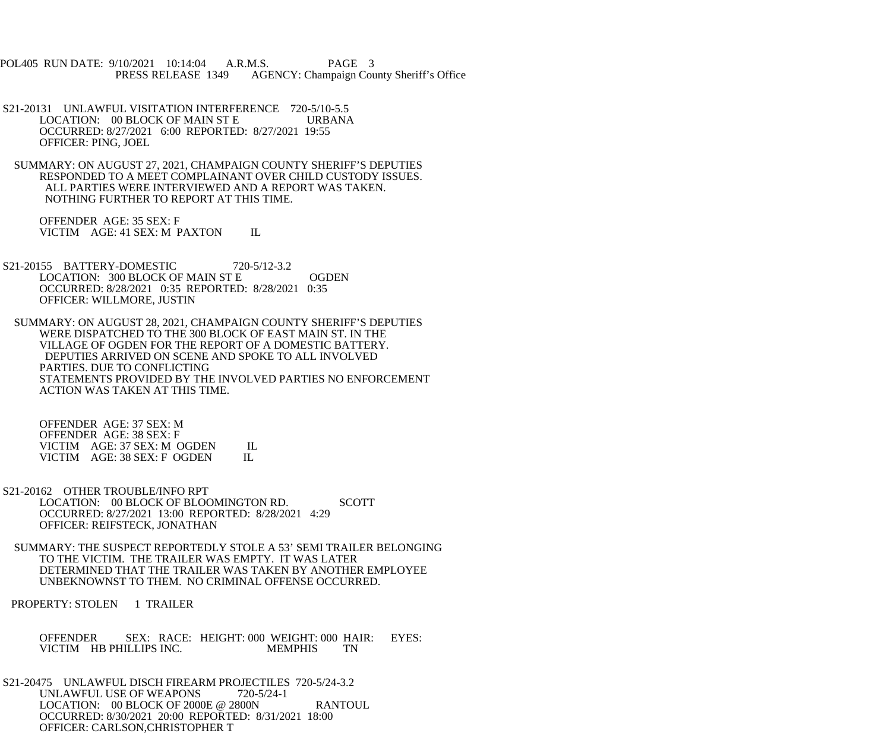S21-20131 UNLAWFUL VISITATION INTERFERENCE 720-5/10-5.5
LOCATION: 00 BLOCK OF MAIN ST E URBANA
OCCURRED: 8/27/2021 6:00 REPORTED: 8/27/2021 19:55
OFFICER: PING, JOEL

SUMMARY: ON AUGUST 27, 2021, CHAMPAIGN COUNTY SHERIFF'S DEPUTIES RESPONDED TO A MEET COMPLAINANT OVER CHILD CUSTODY ISSUES. ALL PARTIES WERE INTERVIEWED AND A REPORT WAS TAKEN. NOTHING FURTHER TO REPORT AT THIS TIME.

OFFENDER AGE: 35 SEX: F
VICTIM AGE: 41 SEX: M PAXTON IL

S21-20155 BATTERY-DOMESTIC 720-5/12-3.2
LOCATION: 300 BLOCK OF MAIN ST E OGDEN
OCCURRED: 8/28/2021 0:35 REPORTED: 8/28/2021 0:35
OFFICER: WILLMORE, JUSTIN

SUMMARY: ON AUGUST 28, 2021, CHAMPAIGN COUNTY SHERIFF'S DEPUTIES WERE DISPATCHED TO THE 300 BLOCK OF EAST MAIN ST. IN THE VILLAGE OF OGDEN FOR THE REPORT OF A DOMESTIC BATTERY. DEPUTIES ARRIVED ON SCENE AND SPOKE TO ALL INVOLVED PARTIES. DUE TO CONFLICTING STATEMENTS PROVIDED BY THE INVOLVED PARTIES NO ENFORCEMENT ACTION WAS TAKEN AT THIS TIME.

OFFENDER AGE: 37 SEX: M
OFFENDER AGE: 38 SEX: F
VICTIM AGE: 37 SEX: M OGDEN IL
VICTIM AGE: 38 SEX: F OGDEN IL

S21-20162 OTHER TROUBLE/INFO RPT
LOCATION: 00 BLOCK OF BLOOMINGTON RD. SCOTT
OCCURRED: 8/27/2021 13:00 REPORTED: 8/28/2021 4:29
OFFICER: REIFSTECK, JONATHAN

SUMMARY: THE SUSPECT REPORTEDLY STOLE A 53' SEMI TRAILER BELONGING TO THE VICTIM. THE TRAILER WAS EMPTY. IT WAS LATER DETERMINED THAT THE TRAILER WAS TAKEN BY ANOTHER EMPLOYEE UNBEKNOWNST TO THEM. NO CRIMINAL OFFENSE OCCURRED.

PROPERTY: STOLEN 1 TRAILER

OFFENDER SEX: RACE: HEIGHT: 000 WEIGHT: 000 HAIR: EYES:
VICTIM HB PHILLIPS INC. MEMPHIS TN

S21-20475 UNLAWFUL DISCH FIREARM PROJECTILES 720-5/24-3.2
UNLAWFUL USE OF WEAPONS 720-5/24-1
LOCATION: 00 BLOCK OF 2000E @ 2800N RANTOUL
OCCURRED: 8/30/2021 20:00 REPORTED: 8/31/2021 18:00
OFFICER: CARLSON,CHRISTOPHER T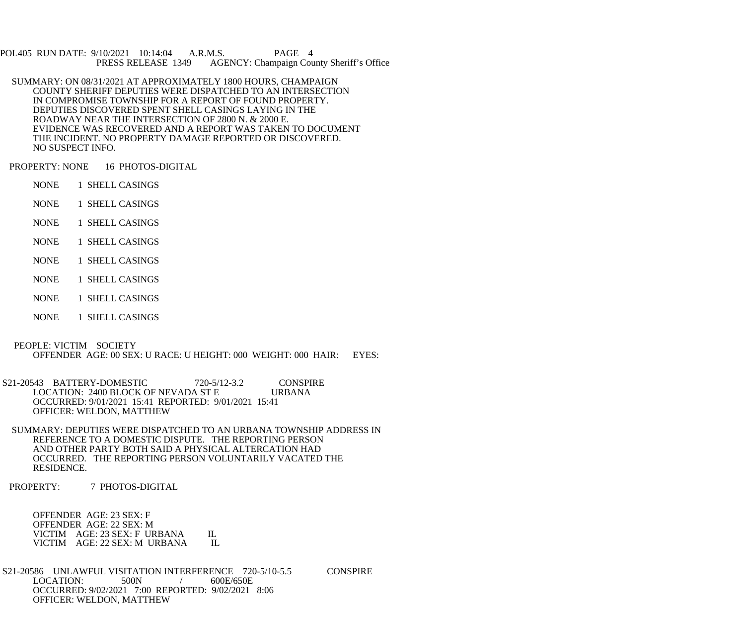SUMMARY: ON 08/31/2021 AT APPROXIMATELY 1800 HOURS, CHAMPAIGN COUNTY SHERIFF DEPUTIES WERE DISPATCHED TO AN INTERSECTION IN COMPROMISE TOWNSHIP FOR A REPORT OF FOUND PROPERTY. DEPUTIES DISCOVERED SPENT SHELL CASINGS LAYING IN THE ROADWAY NEAR THE INTERSECTION OF 2800 N. & 2000 E. EVIDENCE WAS RECOVERED AND A REPORT WAS TAKEN TO DOCUMENT THE INCIDENT. NO PROPERTY DAMAGE REPORTED OR DISCOVERED. NO SUSPECT INFO.

PROPERTY: NONE 16 PHOTOS-DIGITAL

NONE 1 SHELL CASINGS

NONE 1 SHELL CASINGS

NONE 1 SHELL CASINGS

NONE 1 SHELL CASINGS

NONE 1 SHELL CASINGS

NONE 1 SHELL CASINGS

NONE 1 SHELL CASINGS

NONE 1 SHELL CASINGS

PEOPLE: VICTIM SOCIETY
OFFENDER AGE: 00 SEX: U RACE: U HEIGHT: 000 WEIGHT: 000 HAIR: EYES:

S21-20543 BATTERY-DOMESTIC 720-5/12-3.2 CONSPIRE
LOCATION: 2400 BLOCK OF NEVADA ST E URBANA
OCCURRED: 9/01/2021 15:41 REPORTED: 9/01/2021 15:41
OFFICER: WELDON, MATTHEW

SUMMARY: DEPUTIES WERE DISPATCHED TO AN URBANA TOWNSHIP ADDRESS IN REFERENCE TO A DOMESTIC DISPUTE. THE REPORTING PERSON AND OTHER PARTY BOTH SAID A PHYSICAL ALTERCATION HAD OCCURRED. THE REPORTING PERSON VOLUNTARILY VACATED THE RESIDENCE.

PROPERTY: 7 PHOTOS-DIGITAL

OFFENDER AGE: 23 SEX: F
OFFENDER AGE: 22 SEX: M
VICTIM AGE: 23 SEX: F URBANA IL
VICTIM AGE: 22 SEX: M URBANA IL

S21-20586 UNLAWFUL VISITATION INTERFERENCE 720-5/10-5.5 CONSPIRE
LOCATION: 500N / 600E/650E
OCCURRED: 9/02/2021 7:00 REPORTED: 9/02/2021 8:06
OFFICER: WELDON, MATTHEW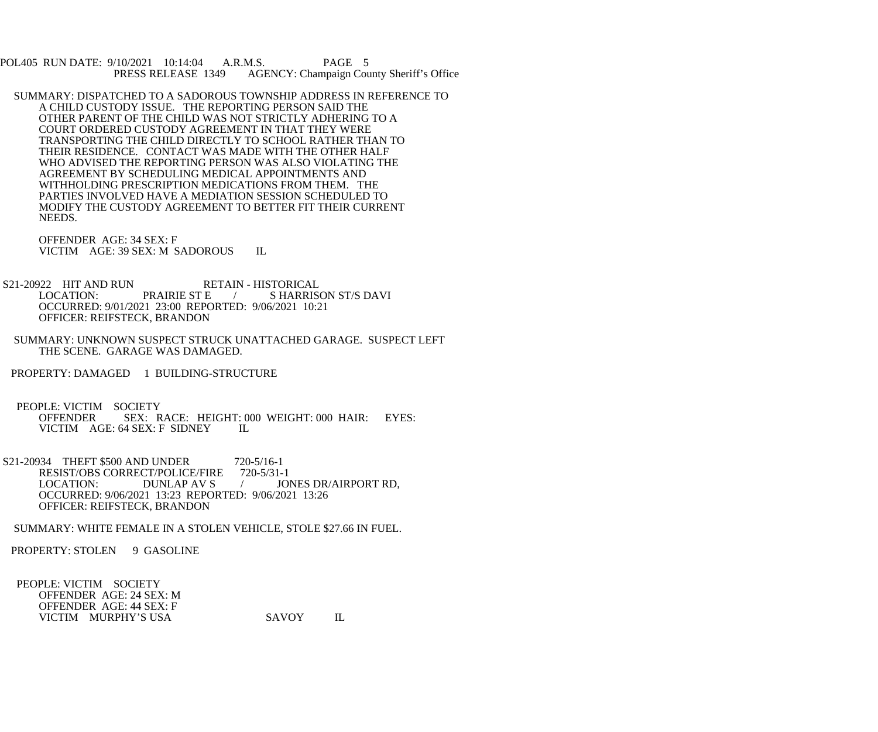SUMMARY: DISPATCHED TO A SADOROUS TOWNSHIP ADDRESS IN REFERENCE TO A CHILD CUSTODY ISSUE. THE REPORTING PERSON SAID THE OTHER PARENT OF THE CHILD WAS NOT STRICTLY ADHERING TO A COURT ORDERED CUSTODY AGREEMENT IN THAT THEY WERE TRANSPORTING THE CHILD DIRECTLY TO SCHOOL RATHER THAN TO THEIR RESIDENCE. CONTACT WAS MADE WITH THE OTHER HALF WHO ADVISED THE REPORTING PERSON WAS ALSO VIOLATING THE AGREEMENT BY SCHEDULING MEDICAL APPOINTMENTS AND WITHHOLDING PRESCRIPTION MEDICATIONS FROM THEM. THE PARTIES INVOLVED HAVE A MEDIATION SESSION SCHEDULED TO MODIFY THE CUSTODY AGREEMENT TO BETTER FIT THEIR CURRENT NEEDS.

OFFENDER AGE: 34 SEX: F
VICTIM AGE: 39 SEX: M SADOROUS IL

S21-20922 HIT AND RUN RETAIN - HISTORICAL
LOCATION: PRAIRIE ST E / S HARRISON ST/S DAVI
OCCURRED: 9/01/2021 23:00 REPORTED: 9/06/2021 10:21
OFFICER: REIFSTECK, BRANDON

SUMMARY: UNKNOWN SUSPECT STRUCK UNATTACHED GARAGE. SUSPECT LEFT THE SCENE. GARAGE WAS DAMAGED.

PROPERTY: DAMAGED 1 BUILDING-STRUCTURE

PEOPLE: VICTIM SOCIETY
OFFENDER SEX: RACE: HEIGHT: 000 WEIGHT: 000 HAIR: EYES:
VICTIM AGE: 64 SEX: F SIDNEY IL

S21-20934 THEFT $500 AND UNDER 720-5/16-1
RESIST/OBS CORRECT/POLICE/FIRE 720-5/31-1
LOCATION: DUNLAP AV S / JONES DR/AIRPORT RD,
OCCURRED: 9/06/2021 13:23 REPORTED: 9/06/2021 13:26
OFFICER: REIFSTECK, BRANDON

SUMMARY: WHITE FEMALE IN A STOLEN VEHICLE, STOLE $27.66 IN FUEL.

PROPERTY: STOLEN 9 GASOLINE

PEOPLE: VICTIM SOCIETY
OFFENDER AGE: 24 SEX: M
OFFENDER AGE: 44 SEX: F
VICTIM MURPHY'S USA SAVOY IL